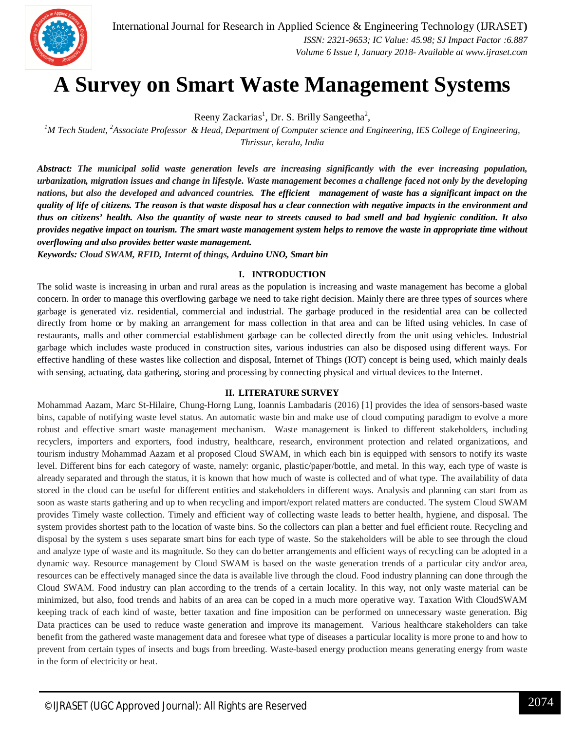# A Survey on Smart Waste Management Systems

Reeny Zackarias[1], Dr. S. Brilly Sangeetha[2],

[1]*M Tech Student,* [2]*Associate Professor & Head, Department of Computer science and Engineering, IES College of Engineering, Thrissur, kerala, India*

***Abstract:** The municipal solid waste generation levels are increasing significantly with the ever increasing population, urbanization, migration issues and change in lifestyle. Waste management becomes a challenge faced not only by the developing nations, but also the developed and advanced countries. The efficient management of waste has a significant impact on the quality of life of citizens. The reason is that waste disposal has a clear connection with negative impacts in the environment and thus on citizens' health. Also the quantity of waste near to streets caused to bad smell and bad hygienic condition. It also provides negative impact on tourism. The smart waste management system helps to remove the waste in appropriate time without overflowing and also provides better waste management.*

***Keywords: Cloud SWAM, RFID, Internt of things, Arduino UNO, Smart bin***

## I. INTRODUCTION

The solid waste is increasing in urban and rural areas as the population is increasing and waste management has become a global concern. In order to manage this overflowing garbage we need to take right decision. Mainly there are three types of sources where garbage is generated viz. residential, commercial and industrial. The garbage produced in the residential area can be collected directly from home or by making an arrangement for mass collection in that area and can be lifted using vehicles. In case of restaurants, malls and other commercial establishment garbage can be collected directly from the unit using vehicles. Industrial garbage which includes waste produced in construction sites, various industries can also be disposed using different ways. For effective handling of these wastes like collection and disposal, Internet of Things (IOT) concept is being used, which mainly deals with sensing, actuating, data gathering, storing and processing by connecting physical and virtual devices to the Internet.

## II. LITERATURE SURVEY

Mohammad Aazam, Marc St-Hilaire, Chung-Horng Lung, Ioannis Lambadaris (2016) [1] provides the idea of sensors-based waste bins, capable of notifying waste level status. An automatic waste bin and make use of cloud computing paradigm to evolve a more robust and effective smart waste management mechanism. Waste management is linked to different stakeholders, including recyclers, importers and exporters, food industry, healthcare, research, environment protection and related organizations, and tourism industry Mohammad Aazam et al proposed Cloud SWAM, in which each bin is equipped with sensors to notify its waste level. Different bins for each category of waste, namely: organic, plastic/paper/bottle, and metal. In this way, each type of waste is already separated and through the status, it is known that how much of waste is collected and of what type. The availability of data stored in the cloud can be useful for different entities and stakeholders in different ways. Analysis and planning can start from as soon as waste starts gathering and up to when recycling and import/export related matters are conducted. The system Cloud SWAM provides Timely waste collection. Timely and efficient way of collecting waste leads to better health, hygiene, and disposal. The system provides shortest path to the location of waste bins. So the collectors can plan a better and fuel efficient route. Recycling and disposal by the system s uses separate smart bins for each type of waste. So the stakeholders will be able to see through the cloud and analyze type of waste and its magnitude. So they can do better arrangements and efficient ways of recycling can be adopted in a dynamic way. Resource management by Cloud SWAM is based on the waste generation trends of a particular city and/or area, resources can be effectively managed since the data is available live through the cloud. Food industry planning can done through the Cloud SWAM. Food industry can plan according to the trends of a certain locality. In this way, not only waste material can be minimized, but also, food trends and habits of an area can be coped in a much more operative way. Taxation With CloudSWAM keeping track of each kind of waste, better taxation and fine imposition can be performed on unnecessary waste generation. Big Data practices can be used to reduce waste generation and improve its management. Various healthcare stakeholders can take benefit from the gathered waste management data and foresee what type of diseases a particular locality is more prone to and how to prevent from certain types of insects and bugs from breeding. Waste-based energy production means generating energy from waste in the form of electricity or heat.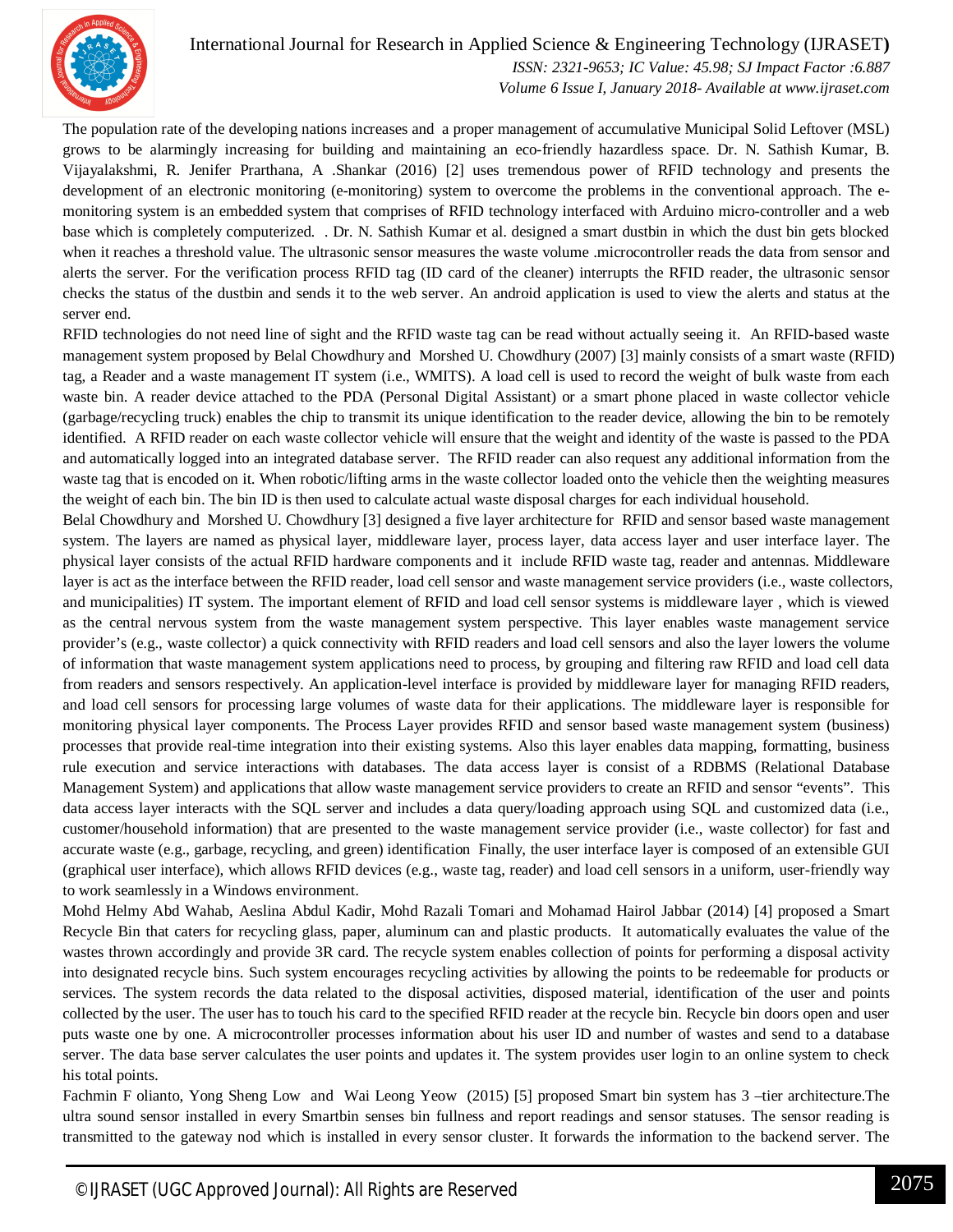The population rate of the developing nations increases and a proper management of accumulative Municipal Solid Leftover (MSL) grows to be alarmingly increasing for building and maintaining an eco-friendly hazardless space. Dr. N. Sathish Kumar, B. Vijayalakshmi, R. Jenifer Prarthana, A .Shankar (2016) [2] uses tremendous power of RFID technology and presents the development of an electronic monitoring (e-monitoring) system to overcome the problems in the conventional approach. The e-monitoring system is an embedded system that comprises of RFID technology interfaced with Arduino micro-controller and a web base which is completely computerized. . Dr. N. Sathish Kumar et al. designed a smart dustbin in which the dust bin gets blocked when it reaches a threshold value. The ultrasonic sensor measures the waste volume .microcontroller reads the data from sensor and alerts the server. For the verification process RFID tag (ID card of the cleaner) interrupts the RFID reader, the ultrasonic sensor checks the status of the dustbin and sends it to the web server. An android application is used to view the alerts and status at the server end.

RFID technologies do not need line of sight and the RFID waste tag can be read without actually seeing it. An RFID-based waste management system proposed by Belal Chowdhury and Morshed U. Chowdhury (2007) [3] mainly consists of a smart waste (RFID) tag, a Reader and a waste management IT system (i.e., WMITS). A load cell is used to record the weight of bulk waste from each waste bin. A reader device attached to the PDA (Personal Digital Assistant) or a smart phone placed in waste collector vehicle (garbage/recycling truck) enables the chip to transmit its unique identification to the reader device, allowing the bin to be remotely identified. A RFID reader on each waste collector vehicle will ensure that the weight and identity of the waste is passed to the PDA and automatically logged into an integrated database server. The RFID reader can also request any additional information from the waste tag that is encoded on it. When robotic/lifting arms in the waste collector loaded onto the vehicle then the weighting measures the weight of each bin. The bin ID is then used to calculate actual waste disposal charges for each individual household.

Belal Chowdhury and Morshed U. Chowdhury [3] designed a five layer architecture for RFID and sensor based waste management system. The layers are named as physical layer, middleware layer, process layer, data access layer and user interface layer. The physical layer consists of the actual RFID hardware components and it include RFID waste tag, reader and antennas. Middleware layer is act as the interface between the RFID reader, load cell sensor and waste management service providers (i.e., waste collectors, and municipalities) IT system. The important element of RFID and load cell sensor systems is middleware layer , which is viewed as the central nervous system from the waste management system perspective. This layer enables waste management service provider's (e.g., waste collector) a quick connectivity with RFID readers and load cell sensors and also the layer lowers the volume of information that waste management system applications need to process, by grouping and filtering raw RFID and load cell data from readers and sensors respectively. An application-level interface is provided by middleware layer for managing RFID readers, and load cell sensors for processing large volumes of waste data for their applications. The middleware layer is responsible for monitoring physical layer components. The Process Layer provides RFID and sensor based waste management system (business) processes that provide real-time integration into their existing systems. Also this layer enables data mapping, formatting, business rule execution and service interactions with databases. The data access layer is consist of a RDBMS (Relational Database Management System) and applications that allow waste management service providers to create an RFID and sensor "events". This data access layer interacts with the SQL server and includes a data query/loading approach using SQL and customized data (i.e., customer/household information) that are presented to the waste management service provider (i.e., waste collector) for fast and accurate waste (e.g., garbage, recycling, and green) identification Finally, the user interface layer is composed of an extensible GUI (graphical user interface), which allows RFID devices (e.g., waste tag, reader) and load cell sensors in a uniform, user-friendly way to work seamlessly in a Windows environment.

Mohd Helmy Abd Wahab, Aeslina Abdul Kadir, Mohd Razali Tomari and Mohamad Hairol Jabbar (2014) [4] proposed a Smart Recycle Bin that caters for recycling glass, paper, aluminum can and plastic products. It automatically evaluates the value of the wastes thrown accordingly and provide 3R card. The recycle system enables collection of points for performing a disposal activity into designated recycle bins. Such system encourages recycling activities by allowing the points to be redeemable for products or services. The system records the data related to the disposal activities, disposed material, identification of the user and points collected by the user. The user has to touch his card to the specified RFID reader at the recycle bin. Recycle bin doors open and user puts waste one by one. A microcontroller processes information about his user ID and number of wastes and send to a database server. The data base server calculates the user points and updates it. The system provides user login to an online system to check his total points.

Fachmin F olianto, Yong Sheng Low and Wai Leong Yeow (2015) [5] proposed Smart bin system has 3 –tier architecture.The ultra sound sensor installed in every Smartbin senses bin fullness and report readings and sensor statuses. The sensor reading is transmitted to the gateway nod which is installed in every sensor cluster. It forwards the information to the backend server. The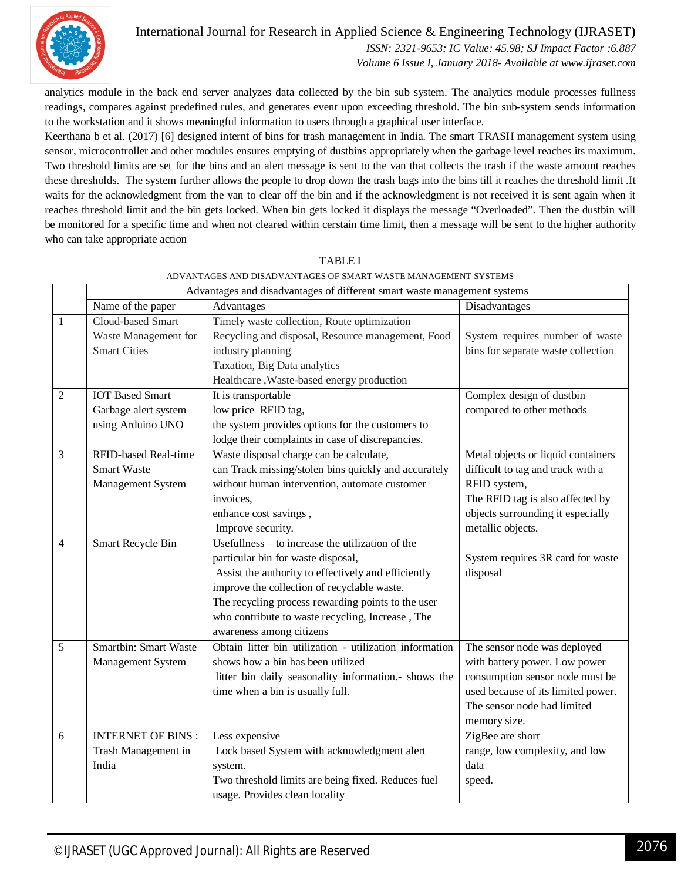analytics module in the back end server analyzes data collected by the bin sub system. The analytics module processes fullness readings, compares against predefined rules, and generates event upon exceeding threshold. The bin sub-system sends information to the workstation and it shows meaningful information to users through a graphical user interface.

Keerthana b et al. (2017) [6] designed internt of bins for trash management in India. The smart TRASH management system using sensor, microcontroller and other modules ensures emptying of dustbins appropriately when the garbage level reaches its maximum. Two threshold limits are set for the bins and an alert message is sent to the van that collects the trash if the waste amount reaches these thresholds. The system further allows the people to drop down the trash bags into the bins till it reaches the threshold limit .It waits for the acknowledgment from the van to clear off the bin and if the acknowledgment is not received it is sent again when it reaches threshold limit and the bin gets locked. When bin gets locked it displays the message "Overloaded". Then the dustbin will be monitored for a specific time and when not cleared within cerstain time limit, then a message will be sent to the higher authority who can take appropriate action

TABLE I

ADVANTAGES AND DISADVANTAGES OF SMART WASTE MANAGEMENT SYSTEMS

| | Advantages and disadvantages of different smart waste management systems | | |
|---|---|---|---|
| | Name of the paper | Advantages | Disadvantages |
| 1 | Cloud-based Smart Waste Management for Smart Cities | Timely waste collection, Route optimization Recycling and disposal, Resource management, Food industry planning Taxation, Big Data analytics Healthcare ,Waste-based energy production | System requires number of waste bins for separate waste collection |
| 2 | IOT Based Smart Garbage alert system using Arduino UNO | It is transportable low price RFID tag, the system provides options for the customers to lodge their complaints in case of discrepancies. | Complex design of dustbin compared to other methods |
| 3 | RFID-based Real-time Smart Waste Management System | Waste disposal charge can be calculate, can Track missing/stolen bins quickly and accurately without human intervention, automate customer invoices, enhance cost savings , Improve security. | Metal objects or liquid containers difficult to tag and track with a RFID system, The RFID tag is also affected by objects surrounding it especially metallic objects. |
| 4 | Smart Recycle Bin | Usefullness – to increase the utilization of the particular bin for waste disposal, Assist the authority to effectively and efficiently improve the collection of recyclable waste. The recycling process rewarding points to the user who contribute to waste recycling, Increase , The awareness among citizens | System requires 3R card for waste disposal |
| 5 | Smartbin: Smart Waste Management System | Obtain litter bin utilization - utilization information shows how a bin has been utilized litter bin daily seasonality information.- shows the time when a bin is usually full. | The sensor node was deployed with battery power. Low power consumption sensor node must be used because of its limited power. The sensor node had limited memory size. |
| 6 | INTERNET OF BINS : Trash Management in India | Less expensive Lock based System with acknowledgment alert system. Two threshold limits are being fixed. Reduces fuel usage. Provides clean locality | ZigBee are short range, low complexity, and low data speed. |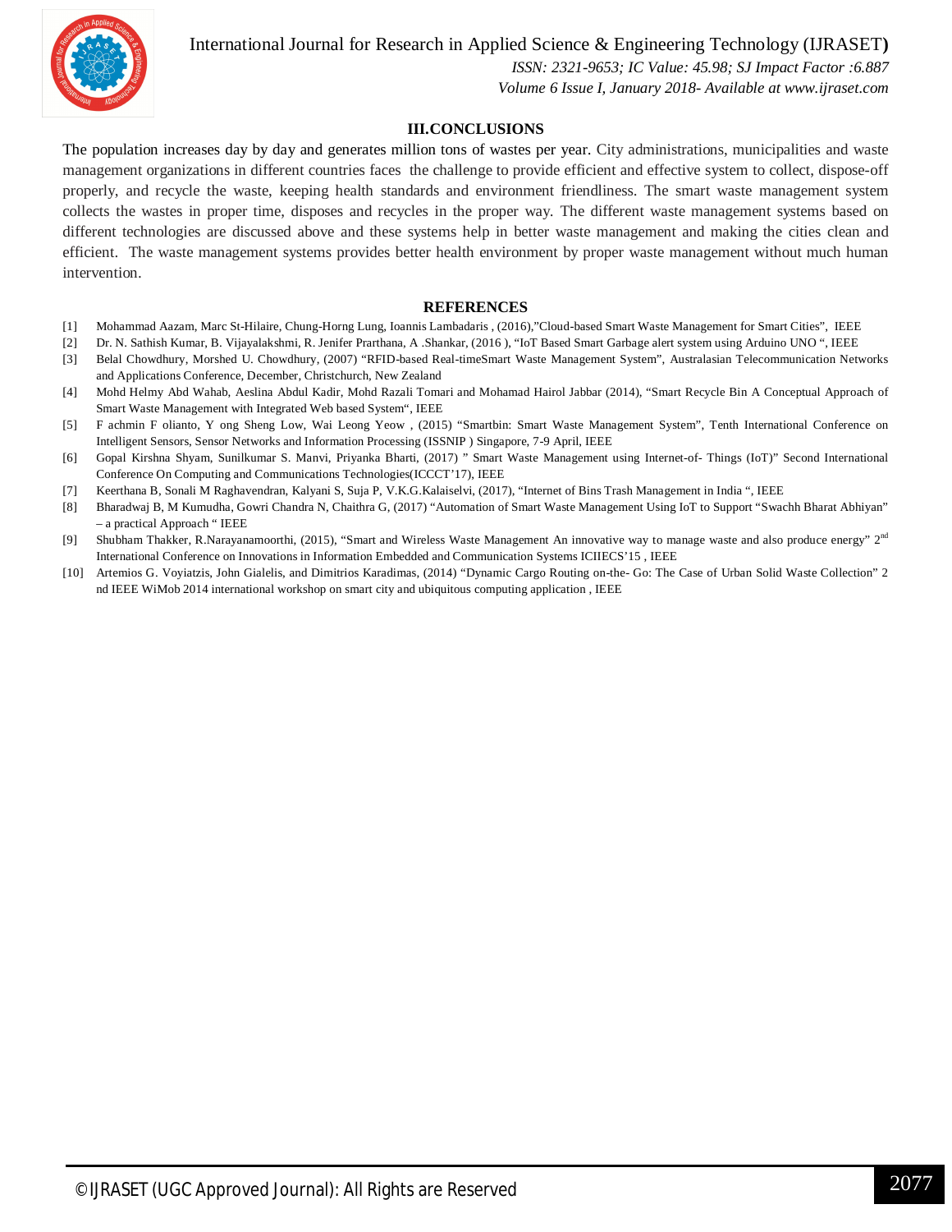## III. CONCLUSIONS

The population increases day by day and generates million tons of wastes per year. City administrations, municipalities and waste management organizations in different countries faces the challenge to provide efficient and effective system to collect, dispose-off properly, and recycle the waste, keeping health standards and environment friendliness. The smart waste management system collects the wastes in proper time, disposes and recycles in the proper way. The different waste management systems based on different technologies are discussed above and these systems help in better waste management and making the cities clean and efficient. The waste management systems provides better health environment by proper waste management without much human intervention.

## REFERENCES

[1] Mohammad Aazam, Marc St-Hilaire, Chung-Horng Lung, Ioannis Lambadaris , (2016),"Cloud-based Smart Waste Management for Smart Cities", IEEE

[2] Dr. N. Sathish Kumar, B. Vijayalakshmi, R. Jenifer Prarthana, A .Shankar, (2016 ), "IoT Based Smart Garbage alert system using Arduino UNO ", IEEE

[3] Belal Chowdhury, Morshed U. Chowdhury, (2007) "RFID-based Real-timeSmart Waste Management System", Australasian Telecommunication Networks and Applications Conference, December, Christchurch, New Zealand

[4] Mohd Helmy Abd Wahab, Aeslina Abdul Kadir, Mohd Razali Tomari and Mohamad Hairol Jabbar (2014), "Smart Recycle Bin A Conceptual Approach of Smart Waste Management with Integrated Web based System", IEEE

[5] F achmin F olianto, Y ong Sheng Low, Wai Leong Yeow , (2015) "Smartbin: Smart Waste Management System", Tenth International Conference on Intelligent Sensors, Sensor Networks and Information Processing (ISSNIP ) Singapore, 7-9 April, IEEE

[6] Gopal Kirshna Shyam, Sunilkumar S. Manvi, Priyanka Bharti, (2017) " Smart Waste Management using Internet-of- Things (IoT)" Second International Conference On Computing and Communications Technologies(ICCCT'17), IEEE

[7] Keerthana B, Sonali M Raghavendran, Kalyani S, Suja P, V.K.G.Kalaiselvi, (2017), "Internet of Bins Trash Management in India ", IEEE

[8] Bharadwaj B, M Kumudha, Gowri Chandra N, Chaithra G, (2017) "Automation of Smart Waste Management Using IoT to Support "Swachh Bharat Abhiyan" – a practical Approach " IEEE

[9] Shubham Thakker, R.Narayanamoorthi, (2015), "Smart and Wireless Waste Management An innovative way to manage waste and also produce energy" 2nd International Conference on Innovations in Information Embedded and Communication Systems ICIIECS'15 , IEEE

[10] Artemios G. Voyiatzis, John Gialelis, and Dimitrios Karadimas, (2014) "Dynamic Cargo Routing on-the- Go: The Case of Urban Solid Waste Collection" 2 nd IEEE WiMob 2014 international workshop on smart city and ubiquitous computing application , IEEE